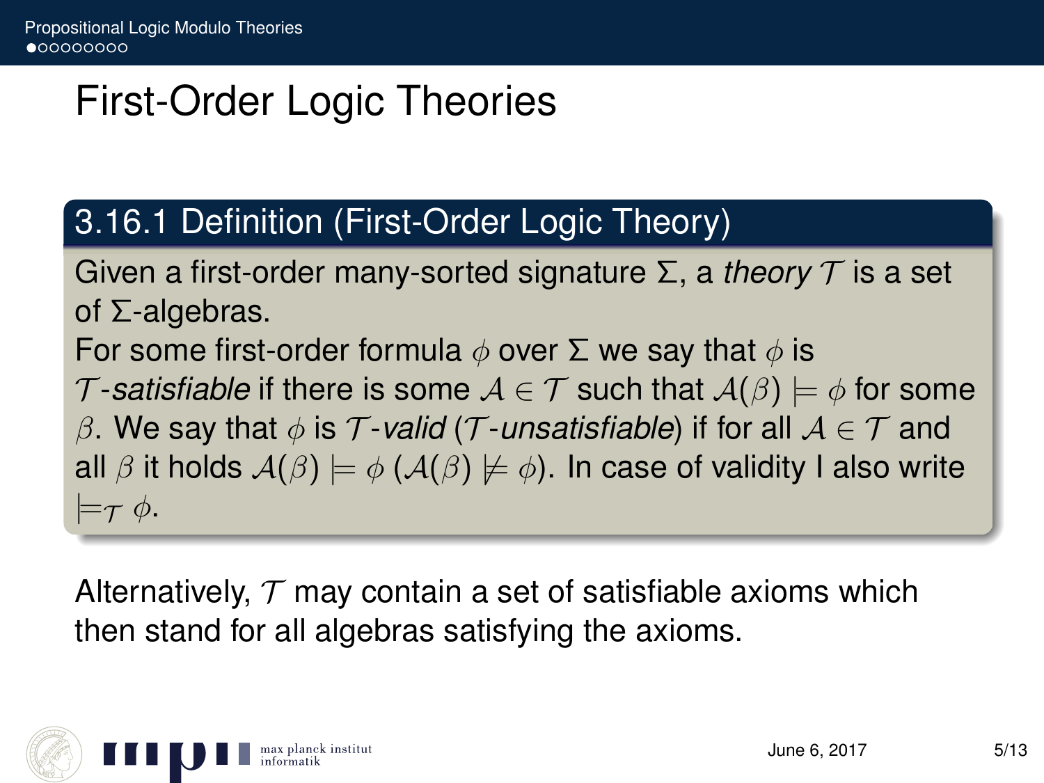# First-Order Logic Theories

## 3.16.1 Definition (First-Order Logic Theory)

Given a first-order many-sorted signature $\Sigma$, a *theory* $\mathcal{T}$ is a set of $\Sigma$-algebras.

For some first-order formula $\phi$ over $\Sigma$ we say that $\phi$ is $\mathcal{T}$*-satisfiable* if there is some $\mathcal{A} \in \mathcal{T}$ such that $\mathcal{A}(\beta) \models \phi$ for some $\beta$. We say that $\phi$ is $\mathcal{T}$*-valid* ($\mathcal{T}$*-unsatisfiable*) if for all $\mathcal{A} \in \mathcal{T}$ and all $\beta$ it holds $\mathcal{A}(\beta) \models \phi$ ($\mathcal{A}(\beta) \not\models \phi$). In case of validity I also write $\models_{\mathcal{T}} \phi$.

Alternatively, $\mathcal{T}$ may contain a set of satisfiable axioms which then stand for all algebras satisfying the axioms.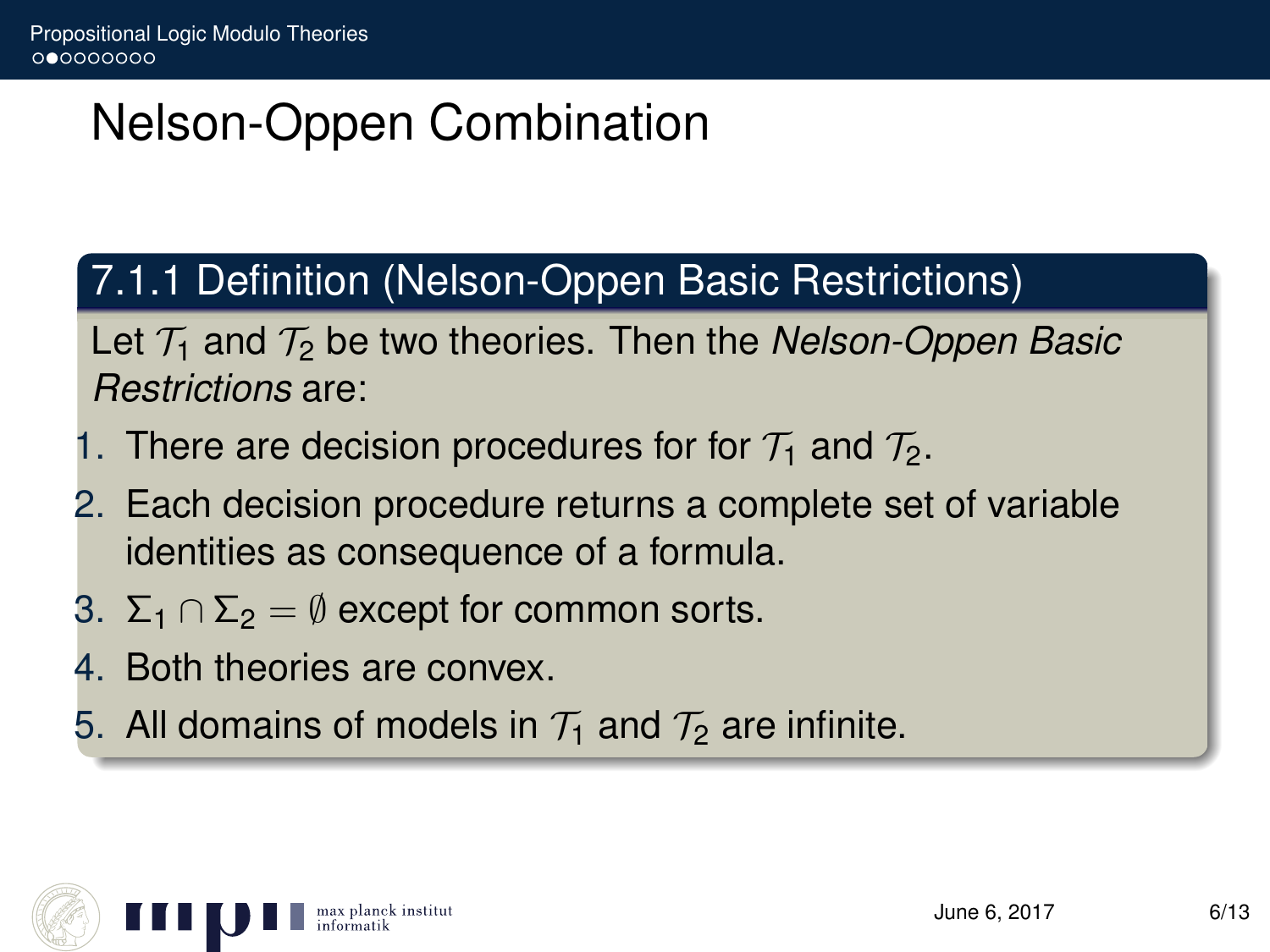# Nelson-Oppen Combination

## 7.1.1 Definition (Nelson-Oppen Basic Restrictions)

Let $\mathcal{T}_1$ and $\mathcal{T}_2$ be two theories. Then the *Nelson-Oppen Basic Restrictions* are:

1. There are decision procedures for for $\mathcal{T}_1$ and $\mathcal{T}_2$.
2. Each decision procedure returns a complete set of variable identities as consequence of a formula.
3. $\Sigma_1 \cap \Sigma_2 = \emptyset$ except for common sorts.
4. Both theories are convex.
5. All domains of models in $\mathcal{T}_1$ and $\mathcal{T}_2$ are infinite.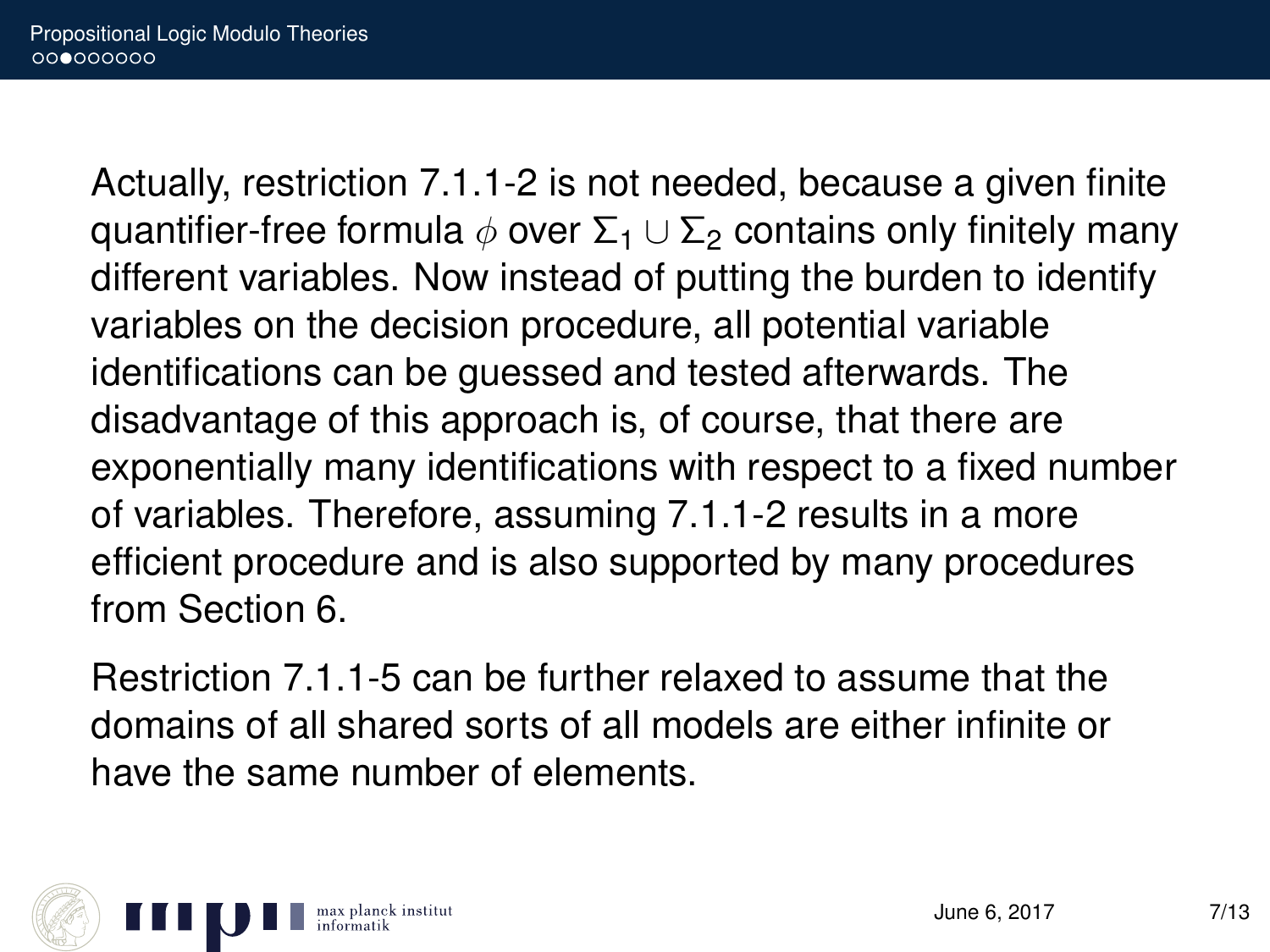Actually, restriction 7.1.1-2 is not needed, because a given finite quantifier-free formula $\phi$ over $\Sigma_1 \cup \Sigma_2$ contains only finitely many different variables. Now instead of putting the burden to identify variables on the decision procedure, all potential variable identifications can be guessed and tested afterwards. The disadvantage of this approach is, of course, that there are exponentially many identifications with respect to a fixed number of variables. Therefore, assuming 7.1.1-2 results in a more efficient procedure and is also supported by many procedures from Section 6.

Restriction 7.1.1-5 can be further relaxed to assume that the domains of all shared sorts of all models are either infinite or have the same number of elements.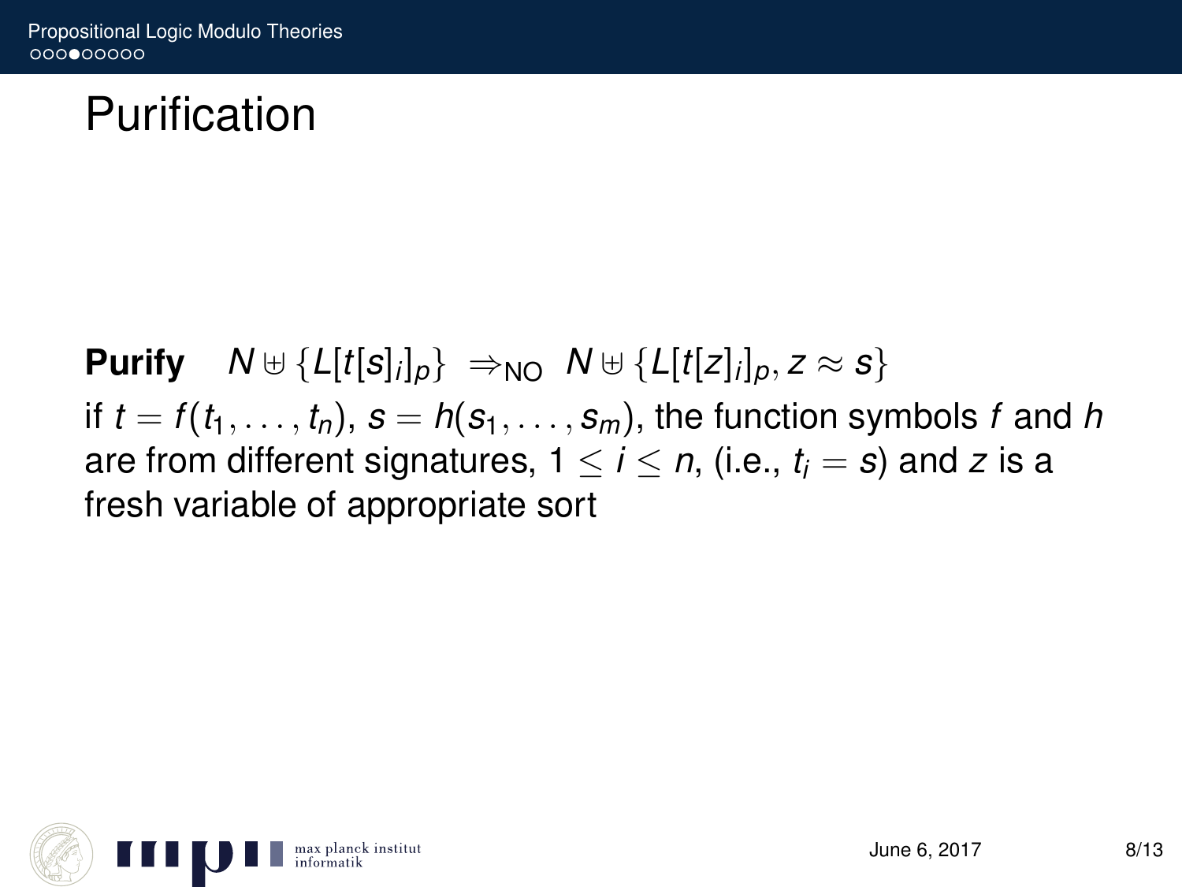# Purification

**Purify** $\quad N \uplus \{L[t[s]_i]_p\} \;\Rightarrow_{\text{NO}}\; N \uplus \{L[t[z]_i]_p, z \approx s\}$

if $t = f(t_1, \ldots, t_n)$, $s = h(s_1, \ldots, s_m)$, the function symbols $f$ and $h$ are from different signatures, $1 \leq i \leq n$, (i.e., $t_i = s$) and $z$ is a fresh variable of appropriate sort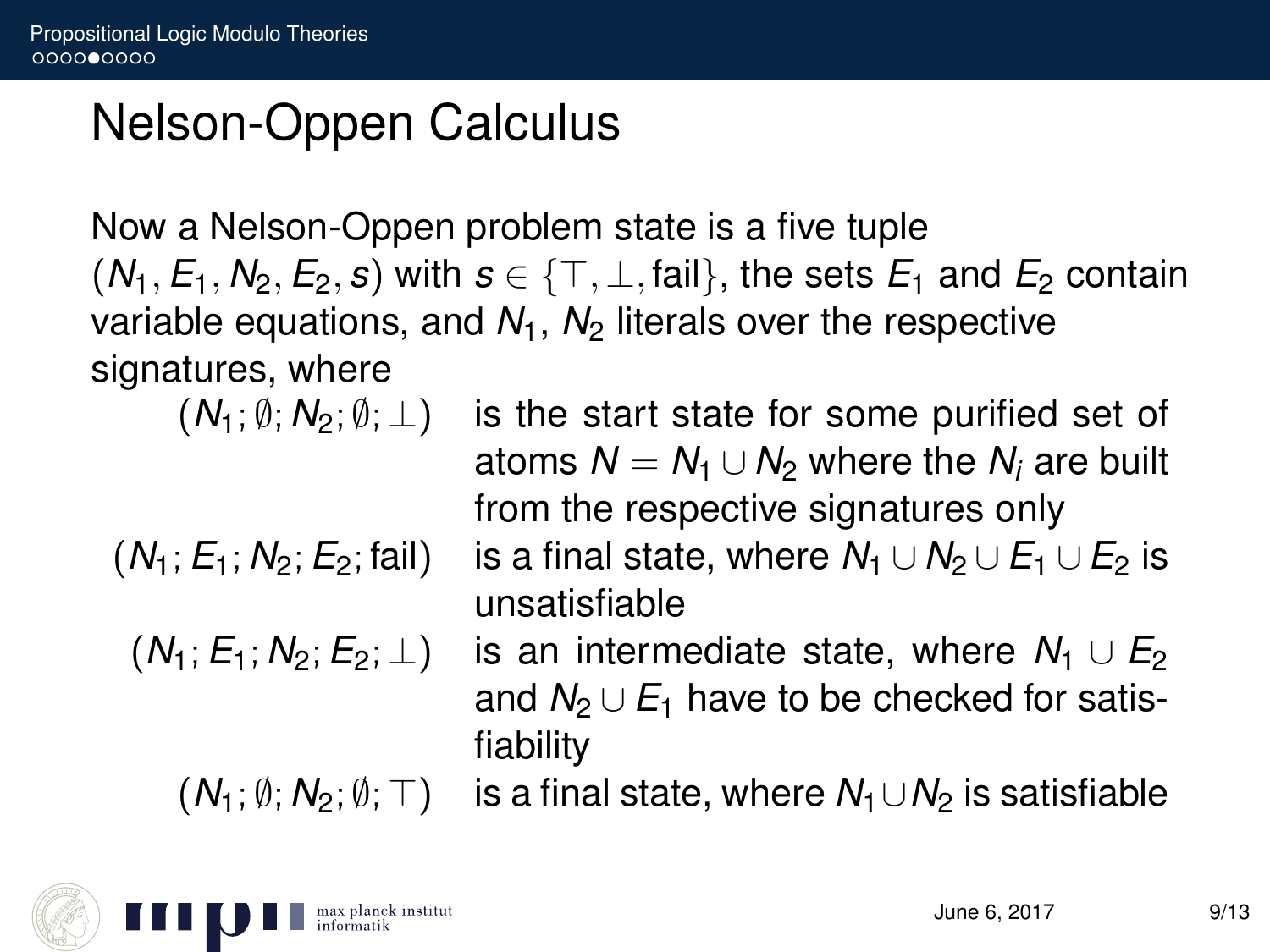# Nelson-Oppen Calculus

Now a Nelson-Oppen problem state is a five tuple $(N_1, E_1, N_2, E_2, s)$ with $s \in \{\top, \bot, \text{fail}\}$, the sets $E_1$ and $E_2$ contain variable equations, and $N_1$, $N_2$ literals over the respective signatures, where

| | |
|---|---|
| $(N_1; \emptyset; N_2; \emptyset; \bot)$ | is the start state for some purified set of atoms $N = N_1 \cup N_2$ where the $N_i$ are built from the respective signatures only |
| $(N_1; E_1; N_2; E_2; \text{fail})$ | is a final state, where $N_1 \cup N_2 \cup E_1 \cup E_2$ is unsatisfiable |
| $(N_1; E_1; N_2; E_2; \bot)$ | is an intermediate state, where $N_1 \cup E_2$ and $N_2 \cup E_1$ have to be checked for satisfiability |
| $(N_1; \emptyset; N_2; \emptyset; \top)$ | is a final state, where $N_1 \cup N_2$ is satisfiable |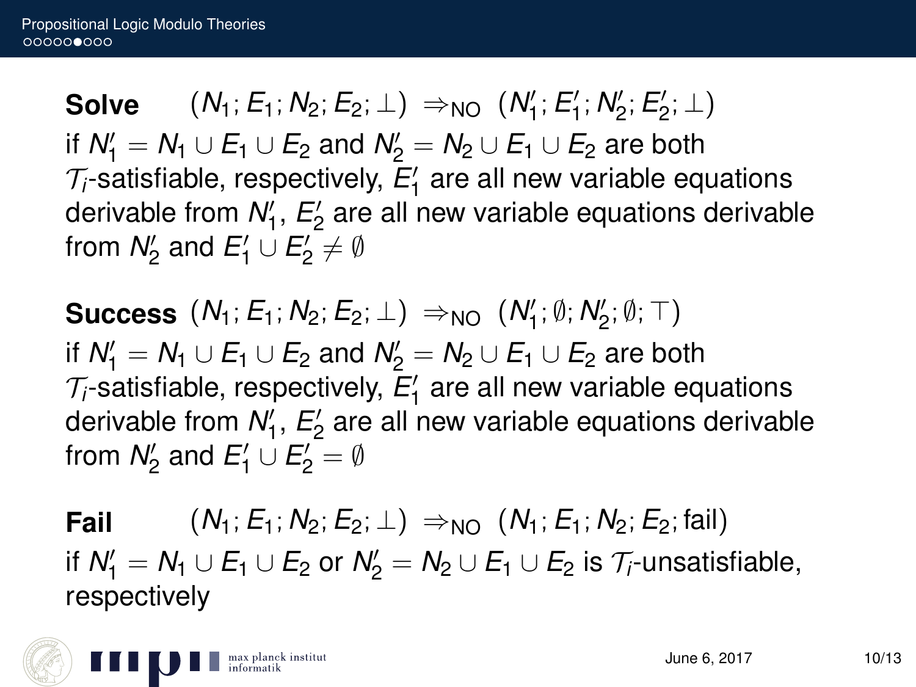**Solve** $(N_1; E_1; N_2; E_2; \bot) \;\Rightarrow_{\text{NO}}\; (N_1'; E_1'; N_2'; E_2'; \bot)$
if $N_1' = N_1 \cup E_1 \cup E_2$ and $N_2' = N_2 \cup E_1 \cup E_2$ are both $\mathcal{T}_i$-satisfiable, respectively, $E_1'$ are all new variable equations derivable from $N_1'$, $E_2'$ are all new variable equations derivable from $N_2'$ and $E_1' \cup E_2' \neq \emptyset$

**Success** $(N_1; E_1; N_2; E_2; \bot) \;\Rightarrow_{\text{NO}}\; (N_1'; \emptyset; N_2'; \emptyset; \top)$
if $N_1' = N_1 \cup E_1 \cup E_2$ and $N_2' = N_2 \cup E_1 \cup E_2$ are both $\mathcal{T}_i$-satisfiable, respectively, $E_1'$ are all new variable equations derivable from $N_1'$, $E_2'$ are all new variable equations derivable from $N_2'$ and $E_1' \cup E_2' = \emptyset$

**Fail** $(N_1; E_1; N_2; E_2; \bot) \;\Rightarrow_{\text{NO}}\; (N_1; E_1; N_2; E_2; \text{fail})$
if $N_1' = N_1 \cup E_1 \cup E_2$ or $N_2' = N_2 \cup E_1 \cup E_2$ is $\mathcal{T}_i$-unsatisfiable, respectively